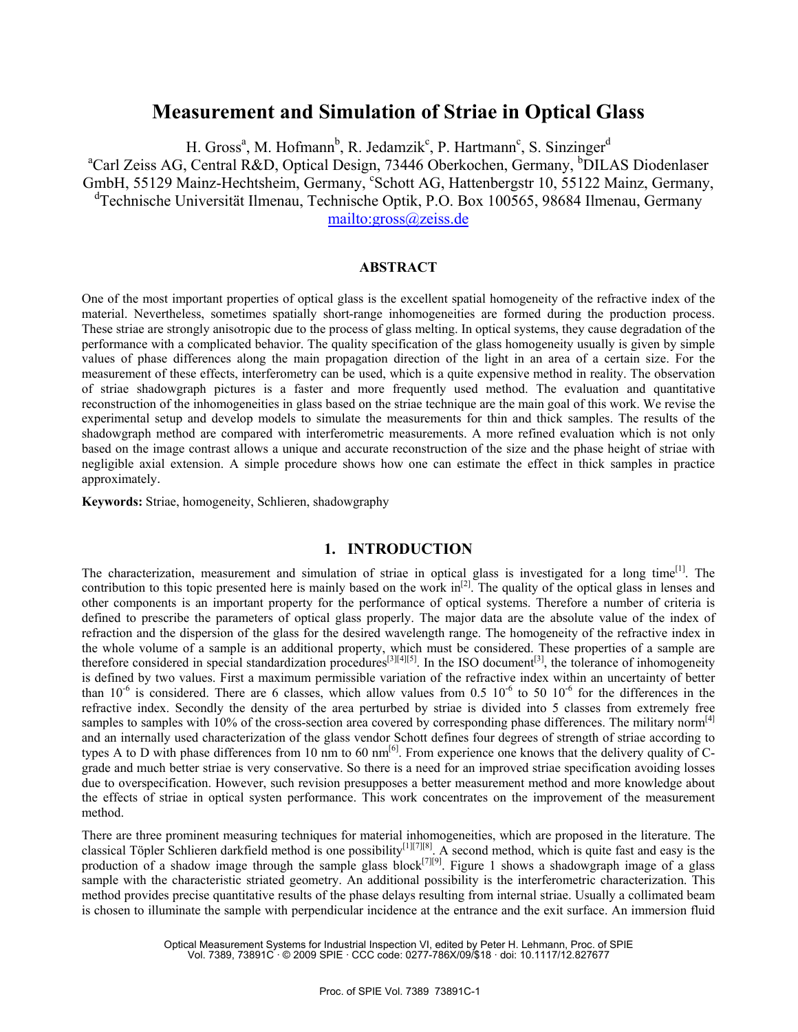# Measurement and Simulation of Striae in Optical Glass

H. Gross[a], M. Hofmann[b], R. Jedamzik[c], P. Hartmann[c], S. Sinzinger[d]

[a]Carl Zeiss AG, Central R&D, Optical Design, 73446 Oberkochen, Germany, [b]DILAS Diodenlaser GmbH, 55129 Mainz-Hechtsheim, Germany, [c]Schott AG, Hattenbergstr 10, 55122 Mainz, Germany, [d]Technische Universität Ilmenau, Technische Optik, P.O. Box 100565, 98684 Ilmenau, Germany

mailto:gross@zeiss.de

## ABSTRACT

One of the most important properties of optical glass is the excellent spatial homogeneity of the refractive index of the material. Nevertheless, sometimes spatially short-range inhomogeneities are formed during the production process. These striae are strongly anisotropic due to the process of glass melting. In optical systems, they cause degradation of the performance with a complicated behavior. The quality specification of the glass homogeneity usually is given by simple values of phase differences along the main propagation direction of the light in an area of a certain size. For the measurement of these effects, interferometry can be used, which is a quite expensive method in reality. The observation of striae shadowgraph pictures is a faster and more frequently used method. The evaluation and quantitative reconstruction of the inhomogeneities in glass based on the striae technique are the main goal of this work. We revise the experimental setup and develop models to simulate the measurements for thin and thick samples. The results of the shadowgraph method are compared with interferometric measurements. A more refined evaluation which is not only based on the image contrast allows a unique and accurate reconstruction of the size and the phase height of striae with negligible axial extension. A simple procedure shows how one can estimate the effect in thick samples in practice approximately.

**Keywords:** Striae, homogeneity, Schlieren, shadowgraphy

## 1. INTRODUCTION

The characterization, measurement and simulation of striae in optical glass is investigated for a long time[1]. The contribution to this topic presented here is mainly based on the work in[2]. The quality of the optical glass in lenses and other components is an important property for the performance of optical systems. Therefore a number of criteria is defined to prescribe the parameters of optical glass properly. The major data are the absolute value of the index of refraction and the dispersion of the glass for the desired wavelength range. The homogeneity of the refractive index in the whole volume of a sample is an additional property, which must be considered. These properties of a sample are therefore considered in special standardization procedures[3][4][5]. In the ISO document[3], the tolerance of inhomogeneity is defined by two values. First a maximum permissible variation of the refractive index within an uncertainty of better than $10^{-6}$ is considered. There are 6 classes, which allow values from 0.5 $10^{-6}$ to 50 $10^{-6}$ for the differences in the refractive index. Secondly the density of the area perturbed by striae is divided into 5 classes from extremely free samples to samples with 10% of the cross-section area covered by corresponding phase differences. The military norm[4] and an internally used characterization of the glass vendor Schott defines four degrees of strength of striae according to types A to D with phase differences from 10 nm to 60 nm[6]. From experience one knows that the delivery quality of C-grade and much better striae is very conservative. So there is a need for an improved striae specification avoiding losses due to overspecification. However, such revision presupposes a better measurement method and more knowledge about the effects of striae in optical systen performance. This work concentrates on the improvement of the measurement method.

There are three prominent measuring techniques for material inhomogeneities, which are proposed in the literature. The classical Töpler Schlieren darkfield method is one possibility[1][7][8]. A second method, which is quite fast and easy is the production of a shadow image through the sample glass block[7][9]. Figure 1 shows a shadowgraph image of a glass sample with the characteristic striated geometry. An additional possibility is the interferometric characterization. This method provides precise quantitative results of the phase delays resulting from internal striae. Usually a collimated beam is chosen to illuminate the sample with perpendicular incidence at the entrance and the exit surface. An immersion fluid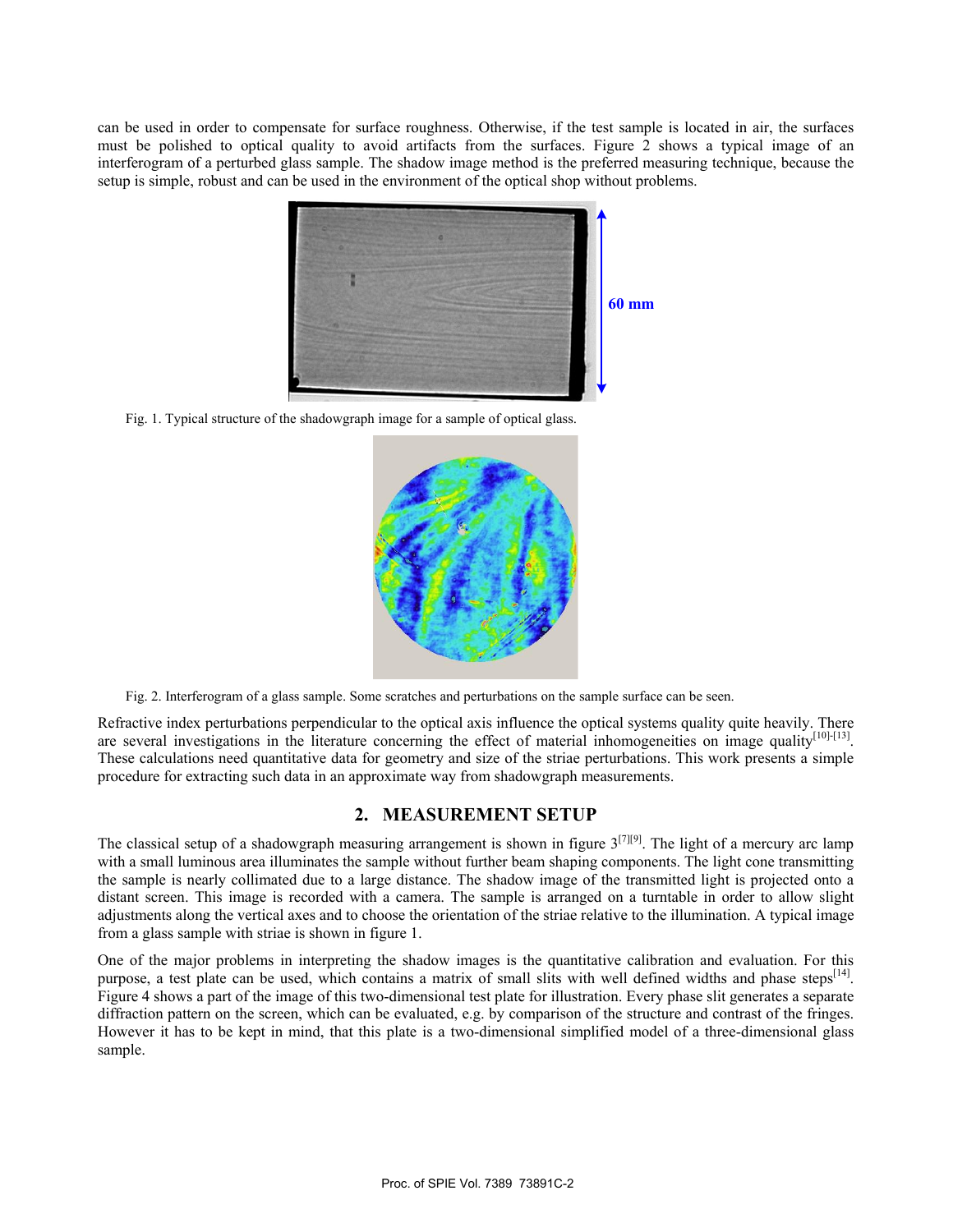can be used in order to compensate for surface roughness. Otherwise, if the test sample is located in air, the surfaces must be polished to optical quality to avoid artifacts from the surfaces. Figure 2 shows a typical image of an interferogram of a perturbed glass sample. The shadow image method is the preferred measuring technique, because the setup is simple, robust and can be used in the environment of the optical shop without problems.

Fig. 1. Typical structure of the shadowgraph image for a sample of optical glass.

Fig. 2. Interferogram of a glass sample. Some scratches and perturbations on the sample surface can be seen.

Refractive index perturbations perpendicular to the optical axis influence the optical systems quality quite heavily. There are several investigations in the literature concerning the effect of material inhomogeneities on image quality[10]-[13]. These calculations need quantitative data for geometry and size of the striae perturbations. This work presents a simple procedure for extracting such data in an approximate way from shadowgraph measurements.

## 2. MEASUREMENT SETUP

The classical setup of a shadowgraph measuring arrangement is shown in figure 3[7][9]. The light of a mercury arc lamp with a small luminous area illuminates the sample without further beam shaping components. The light cone transmitting the sample is nearly collimated due to a large distance. The shadow image of the transmitted light is projected onto a distant screen. This image is recorded with a camera. The sample is arranged on a turntable in order to allow slight adjustments along the vertical axes and to choose the orientation of the striae relative to the illumination. A typical image from a glass sample with striae is shown in figure 1.

One of the major problems in interpreting the shadow images is the quantitative calibration and evaluation. For this purpose, a test plate can be used, which contains a matrix of small slits with well defined widths and phase steps[14]. Figure 4 shows a part of the image of this two-dimensional test plate for illustration. Every phase slit generates a separate diffraction pattern on the screen, which can be evaluated, e.g. by comparison of the structure and contrast of the fringes. However it has to be kept in mind, that this plate is a two-dimensional simplified model of a three-dimensional glass sample.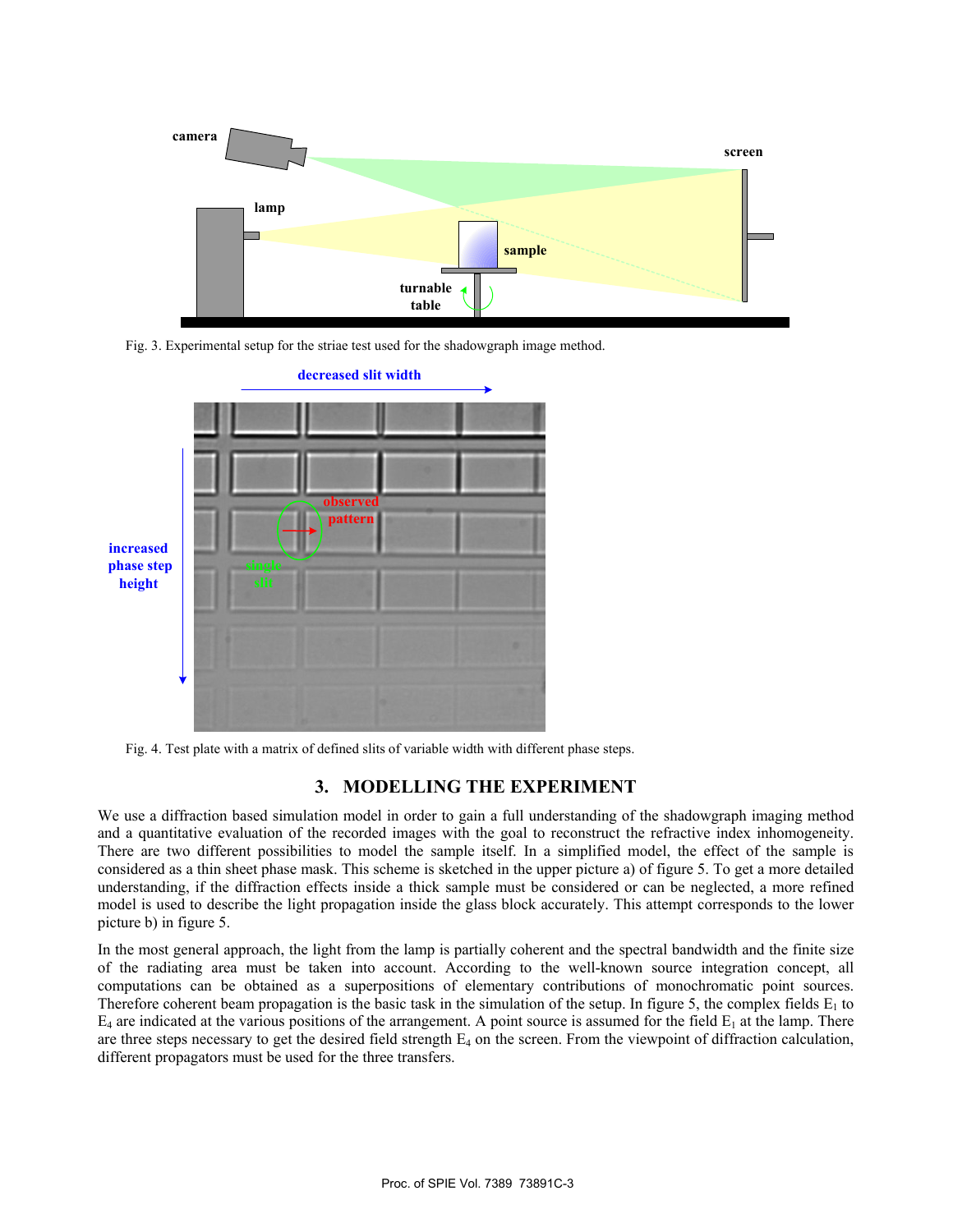Fig. 3. Experimental setup for the striae test used for the shadowgraph image method.

Fig. 4. Test plate with a matrix of defined slits of variable width with different phase steps.

## 3. MODELLING THE EXPERIMENT

We use a diffraction based simulation model in order to gain a full understanding of the shadowgraph imaging method and a quantitative evaluation of the recorded images with the goal to reconstruct the refractive index inhomogeneity. There are two different possibilities to model the sample itself. In a simplified model, the effect of the sample is considered as a thin sheet phase mask. This scheme is sketched in the upper picture a) of figure 5. To get a more detailed understanding, if the diffraction effects inside a thick sample must be considered or can be neglected, a more refined model is used to describe the light propagation inside the glass block accurately. This attempt corresponds to the lower picture b) in figure 5.

In the most general approach, the light from the lamp is partially coherent and the spectral bandwidth and the finite size of the radiating area must be taken into account. According to the well-known source integration concept, all computations can be obtained as a superpositions of elementary contributions of monochromatic point sources. Therefore coherent beam propagation is the basic task in the simulation of the setup. In figure 5, the complex fields $E_1$ to $E_4$ are indicated at the various positions of the arrangement. A point source is assumed for the field $E_1$ at the lamp. There are three steps necessary to get the desired field strength $E_4$ on the screen. From the viewpoint of diffraction calculation, different propagators must be used for the three transfers.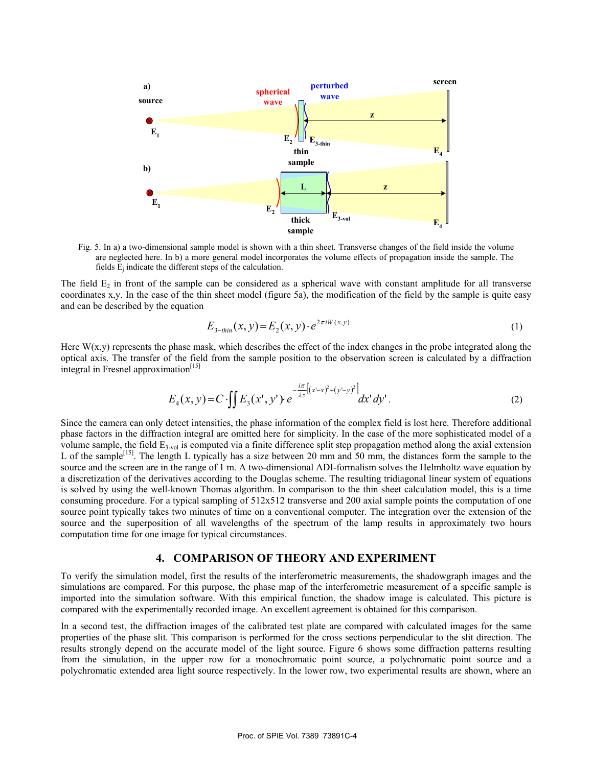Fig. 5. In a) a two-dimensional sample model is shown with a thin sheet. Transverse changes of the field inside the volume are neglected here. In b) a more general model incorporates the volume effects of propagation inside the sample. The fields $E_j$ indicate the different steps of the calculation.

The field $E_2$ in front of the sample can be considered as a spherical wave with constant amplitude for all transverse coordinates x,y. In the case of the thin sheet model (figure 5a), the modification of the field by the sample is quite easy and can be described by the equation

$$E_{3-thin}(x,y) = E_2(x,y) \cdot e^{2\pi i W(x,y)} \tag{1}$$

Here W(x,y) represents the phase mask, which describes the effect of the index changes in the probe integrated along the optical axis. The transfer of the field from the sample position to the observation screen is calculated by a diffraction integral in Fresnel approximation[15]

$$E_4(x,y) = C \cdot \iint E_3(x',y') \cdot e^{-\frac{i\pi}{\lambda z}\left[(x'-x)^2 + (y'-y)^2\right]} dx'dy'. \tag{2}$$

Since the camera can only detect intensities, the phase information of the complex field is lost here. Therefore additional phase factors in the diffraction integral are omitted here for simplicity. In the case of the more sophisticated model of a volume sample, the field $E_{3\text{-vol}}$ is computed via a finite difference split step propagation method along the axial extension L of the sample[15]. The length L typically has a size between 20 mm and 50 mm, the distances form the sample to the source and the screen are in the range of 1 m. A two-dimensional ADI-formalism solves the Helmholtz wave equation by a discretization of the derivatives according to the Douglas scheme. The resulting tridiagonal linear system of equations is solved by using the well-known Thomas algorithm. In comparison to the thin sheet calculation model, this is a time consuming procedure. For a typical sampling of 512x512 transverse and 200 axial sample points the computation of one source point typically takes two minutes of time on a conventional computer. The integration over the extension of the source and the superposition of all wavelengths of the spectrum of the lamp results in approximately two hours computation time for one image for typical circumstances.

## 4. COMPARISON OF THEORY AND EXPERIMENT

To verify the simulation model, first the results of the interferometric measurements, the shadowgraph images and the simulations are compared. For this purpose, the phase map of the interferometric measurement of a specific sample is imported into the simulation software. With this empirical function, the shadow image is calculated. This picture is compared with the experimentally recorded image. An excellent agreement is obtained for this comparison.

In a second test, the diffraction images of the calibrated test plate are compared with calculated images for the same properties of the phase slit. This comparison is performed for the cross sections perpendicular to the slit direction. The results strongly depend on the accurate model of the light source. Figure 6 shows some diffraction patterns resulting from the simulation, in the upper row for a monochromatic point source, a polychromatic point source and a polychromatic extended area light source respectively. In the lower row, two experimental results are shown, where an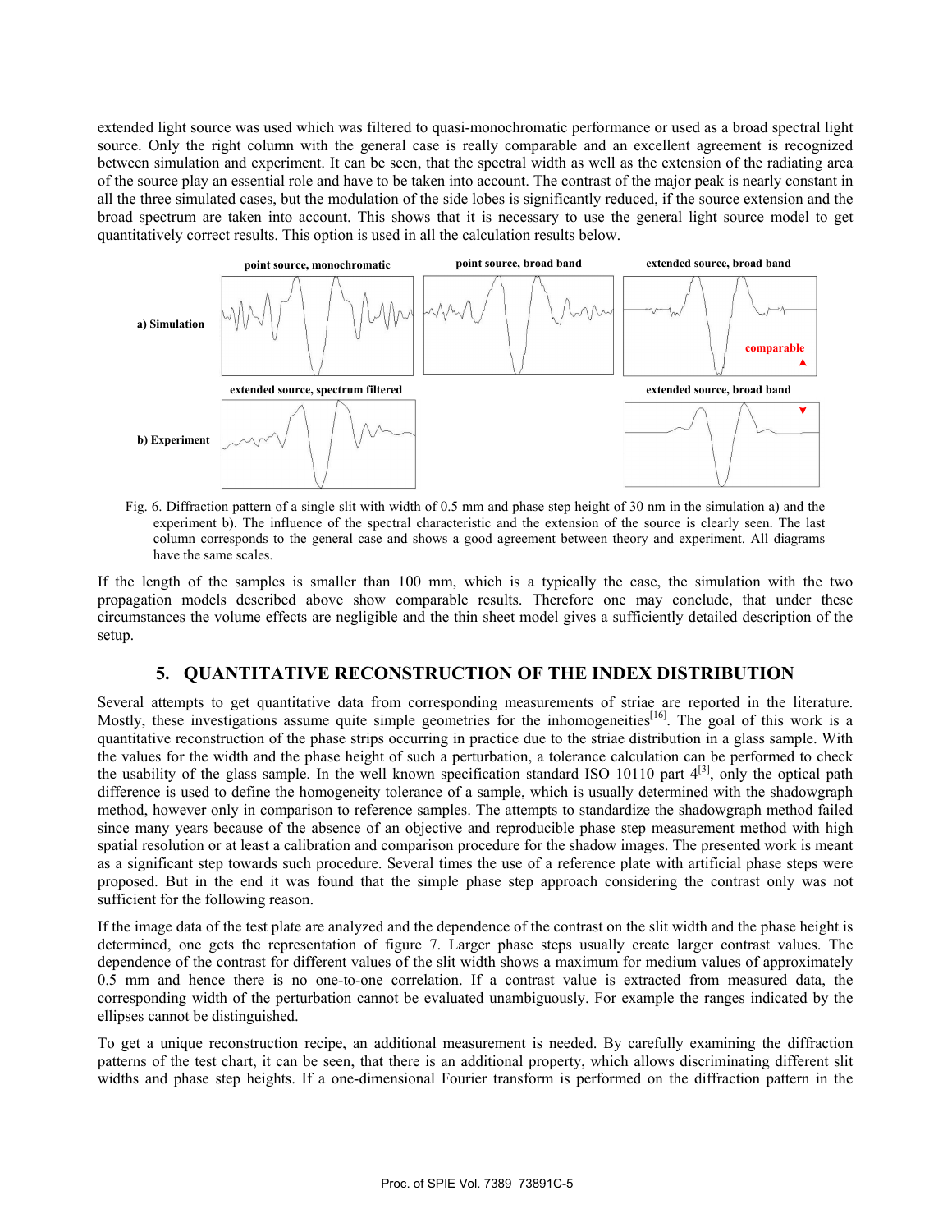extended light source was used which was filtered to quasi-monochromatic performance or used as a broad spectral light source. Only the right column with the general case is really comparable and an excellent agreement is recognized between simulation and experiment. It can be seen, that the spectral width as well as the extension of the radiating area of the source play an essential role and have to be taken into account. The contrast of the major peak is nearly constant in all the three simulated cases, but the modulation of the side lobes is significantly reduced, if the source extension and the broad spectrum are taken into account. This shows that it is necessary to use the general light source model to get quantitatively correct results. This option is used in all the calculation results below.

point source, monochromatic

point source, broad band

extended source, broad band

a) Simulation

comparable

extended source, spectrum filtered

extended source, broad band

b) Experiment

Fig. 6. Diffraction pattern of a single slit with width of 0.5 mm and phase step height of 30 nm in the simulation a) and the experiment b). The influence of the spectral characteristic and the extension of the source is clearly seen. The last column corresponds to the general case and shows a good agreement between theory and experiment. All diagrams have the same scales.

If the length of the samples is smaller than 100 mm, which is a typically the case, the simulation with the two propagation models described above show comparable results. Therefore one may conclude, that under these circumstances the volume effects are negligible and the thin sheet model gives a sufficiently detailed description of the setup.

## 5. QUANTITATIVE RECONSTRUCTION OF THE INDEX DISTRIBUTION

Several attempts to get quantitative data from corresponding measurements of striae are reported in the literature. Mostly, these investigations assume quite simple geometries for the inhomogeneities[16]. The goal of this work is a quantitative reconstruction of the phase strips occurring in practice due to the striae distribution in a glass sample. With the values for the width and the phase height of such a perturbation, a tolerance calculation can be performed to check the usability of the glass sample. In the well known specification standard ISO 10110 part 4[3], only the optical path difference is used to define the homogeneity tolerance of a sample, which is usually determined with the shadowgraph method, however only in comparison to reference samples. The attempts to standardize the shadowgraph method failed since many years because of the absence of an objective and reproducible phase step measurement method with high spatial resolution or at least a calibration and comparison procedure for the shadow images. The presented work is meant as a significant step towards such procedure. Several times the use of a reference plate with artificial phase steps were proposed. But in the end it was found that the simple phase step approach considering the contrast only was not sufficient for the following reason.

If the image data of the test plate are analyzed and the dependence of the contrast on the slit width and the phase height is determined, one gets the representation of figure 7. Larger phase steps usually create larger contrast values. The dependence of the contrast for different values of the slit width shows a maximum for medium values of approximately 0.5 mm and hence there is no one-to-one correlation. If a contrast value is extracted from measured data, the corresponding width of the perturbation cannot be evaluated unambiguously. For example the ranges indicated by the ellipses cannot be distinguished.

To get a unique reconstruction recipe, an additional measurement is needed. By carefully examining the diffraction patterns of the test chart, it can be seen, that there is an additional property, which allows discriminating different slit widths and phase step heights. If a one-dimensional Fourier transform is performed on the diffraction pattern in the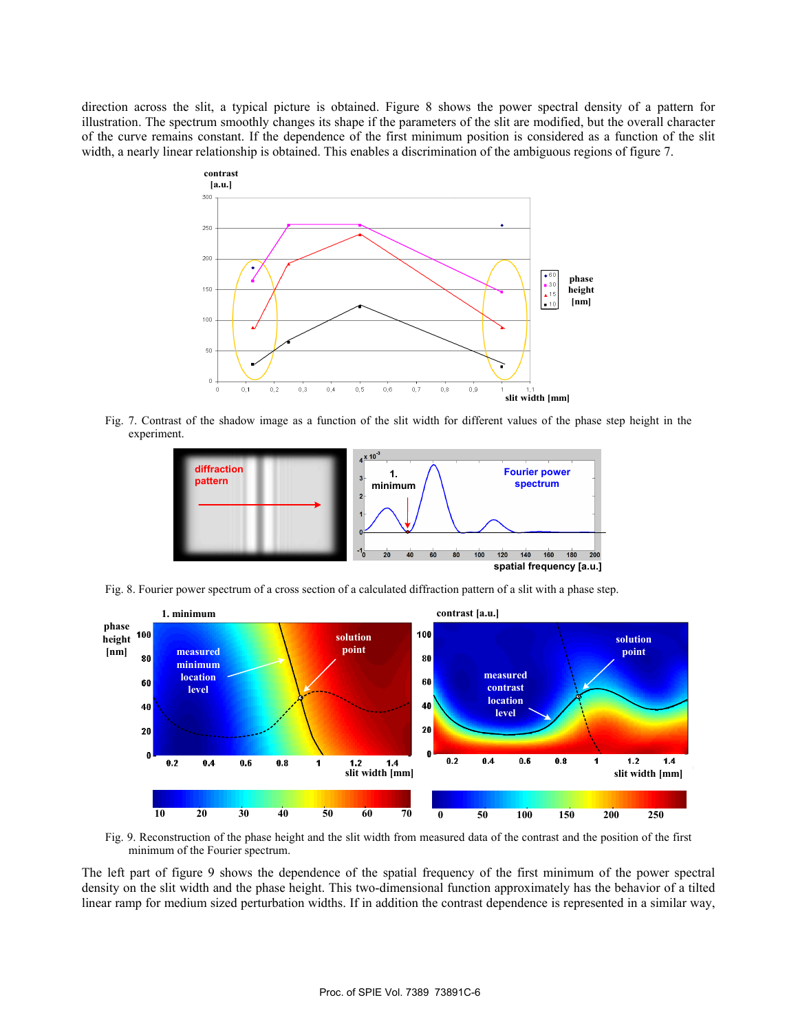direction across the slit, a typical picture is obtained. Figure 8 shows the power spectral density of a pattern for illustration. The spectrum smoothly changes its shape if the parameters of the slit are modified, but the overall character of the curve remains constant. If the dependence of the first minimum position is considered as a function of the slit width, a nearly linear relationship is obtained. This enables a discrimination of the ambiguous regions of figure 7.

Fig. 7. Contrast of the shadow image as a function of the slit width for different values of the phase step height in the experiment.

Fig. 8. Fourier power spectrum of a cross section of a calculated diffraction pattern of a slit with a phase step.

Fig. 9. Reconstruction of the phase height and the slit width from measured data of the contrast and the position of the first minimum of the Fourier spectrum.

The left part of figure 9 shows the dependence of the spatial frequency of the first minimum of the power spectral density on the slit width and the phase height. This two-dimensional function approximately has the behavior of a tilted linear ramp for medium sized perturbation widths. If in addition the contrast dependence is represented in a similar way,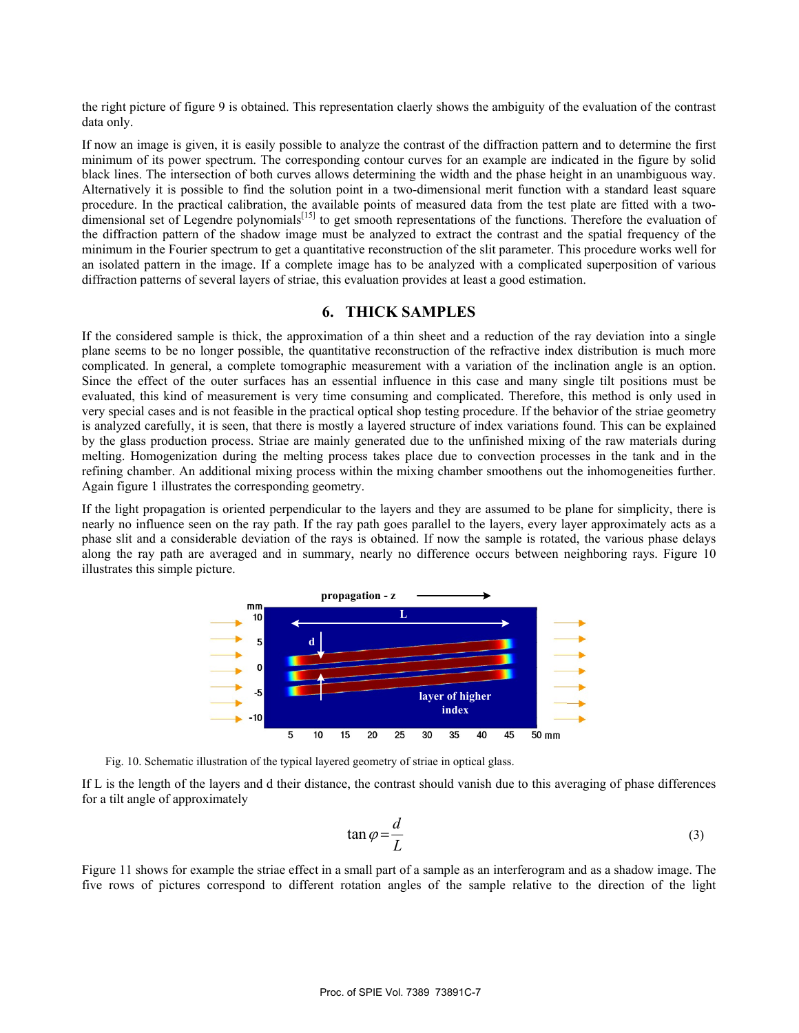the right picture of figure 9 is obtained. This representation claerly shows the ambiguity of the evaluation of the contrast data only.

If now an image is given, it is easily possible to analyze the contrast of the diffraction pattern and to determine the first minimum of its power spectrum. The corresponding contour curves for an example are indicated in the figure by solid black lines. The intersection of both curves allows determining the width and the phase height in an unambiguous way. Alternatively it is possible to find the solution point in a two-dimensional merit function with a standard least square procedure. In the practical calibration, the available points of measured data from the test plate are fitted with a two-dimensional set of Legendre polynomials[15] to get smooth representations of the functions. Therefore the evaluation of the diffraction pattern of the shadow image must be analyzed to extract the contrast and the spatial frequency of the minimum in the Fourier spectrum to get a quantitative reconstruction of the slit parameter. This procedure works well for an isolated pattern in the image. If a complete image has to be analyzed with a complicated superposition of various diffraction patterns of several layers of striae, this evaluation provides at least a good estimation.

## 6. THICK SAMPLES

If the considered sample is thick, the approximation of a thin sheet and a reduction of the ray deviation into a single plane seems to be no longer possible, the quantitative reconstruction of the refractive index distribution is much more complicated. In general, a complete tomographic measurement with a variation of the inclination angle is an option. Since the effect of the outer surfaces has an essential influence in this case and many single tilt positions must be evaluated, this kind of measurement is very time consuming and complicated. Therefore, this method is only used in very special cases and is not feasible in the practical optical shop testing procedure. If the behavior of the striae geometry is analyzed carefully, it is seen, that there is mostly a layered structure of index variations found. This can be explained by the glass production process. Striae are mainly generated due to the unfinished mixing of the raw materials during melting. Homogenization during the melting process takes place due to convection processes in the tank and in the refining chamber. An additional mixing process within the mixing chamber smoothens out the inhomogeneities further. Again figure 1 illustrates the corresponding geometry.

If the light propagation is oriented perpendicular to the layers and they are assumed to be plane for simplicity, there is nearly no influence seen on the ray path. If the ray path goes parallel to the layers, every layer approximately acts as a phase slit and a considerable deviation of the rays is obtained. If now the sample is rotated, the various phase delays along the ray path are averaged and in summary, nearly no difference occurs between neighboring rays. Figure 10 illustrates this simple picture.

propagation - z

L

d

layer of higher index

mm

10

5

0

-5

-10

5 10 15 20 25 30 35 40 45 50 mm

Fig. 10. Schematic illustration of the typical layered geometry of striae in optical glass.

If L is the length of the layers and d their distance, the contrast should vanish due to this averaging of phase differences for a tilt angle of approximately

$$\tan \varphi = \frac{d}{L} \tag{3}$$

Figure 11 shows for example the striae effect in a small part of a sample as an interferogram and as a shadow image. The five rows of pictures correspond to different rotation angles of the sample relative to the direction of the light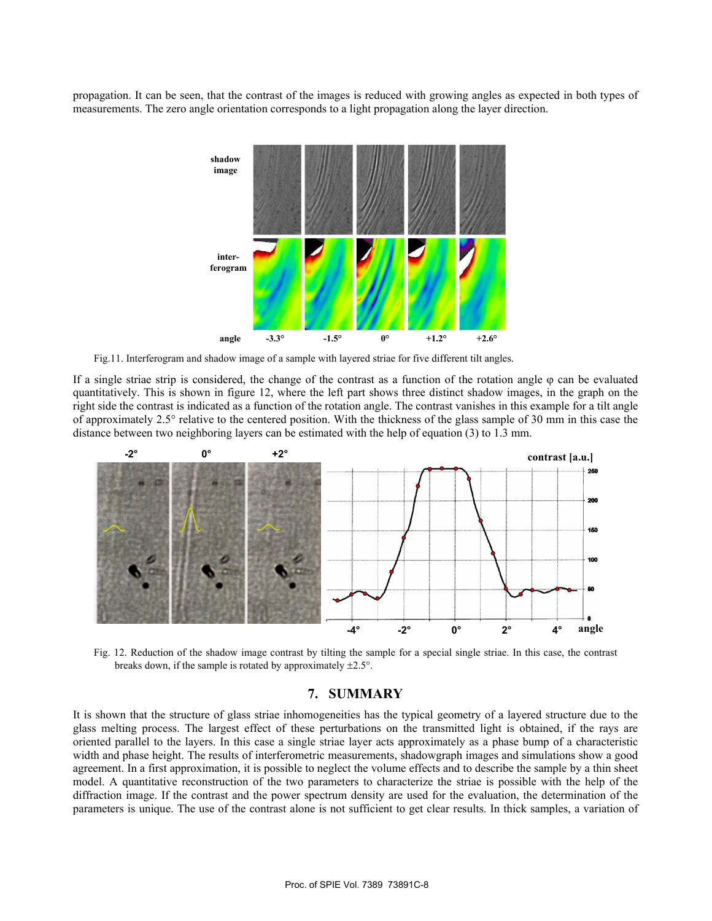propagation. It can be seen, that the contrast of the images is reduced with growing angles as expected in both types of measurements. The zero angle orientation corresponds to a light propagation along the layer direction.

Fig.11. Interferogram and shadow image of a sample with layered striae for five different tilt angles.

If a single striae strip is considered, the change of the contrast as a function of the rotation angle φ can be evaluated quantitatively. This is shown in figure 12, where the left part shows three distinct shadow images, in the graph on the right side the contrast is indicated as a function of the rotation angle. The contrast vanishes in this example for a tilt angle of approximately 2.5° relative to the centered position. With the thickness of the glass sample of 30 mm in this case the distance between two neighboring layers can be estimated with the help of equation (3) to 1.3 mm.

Fig. 12. Reduction of the shadow image contrast by tilting the sample for a special single striae. In this case, the contrast breaks down, if the sample is rotated by approximately ±2.5°.

## 7. SUMMARY

It is shown that the structure of glass striae inhomogeneities has the typical geometry of a layered structure due to the glass melting process. The largest effect of these perturbations on the transmitted light is obtained, if the rays are oriented parallel to the layers. In this case a single striae layer acts approximately as a phase bump of a characteristic width and phase height. The results of interferometric measurements, shadowgraph images and simulations show a good agreement. In a first approximation, it is possible to neglect the volume effects and to describe the sample by a thin sheet model. A quantitative reconstruction of the two parameters to characterize the striae is possible with the help of the diffraction image. If the contrast and the power spectrum density are used for the evaluation, the determination of the parameters is unique. The use of the contrast alone is not sufficient to get clear results. In thick samples, a variation of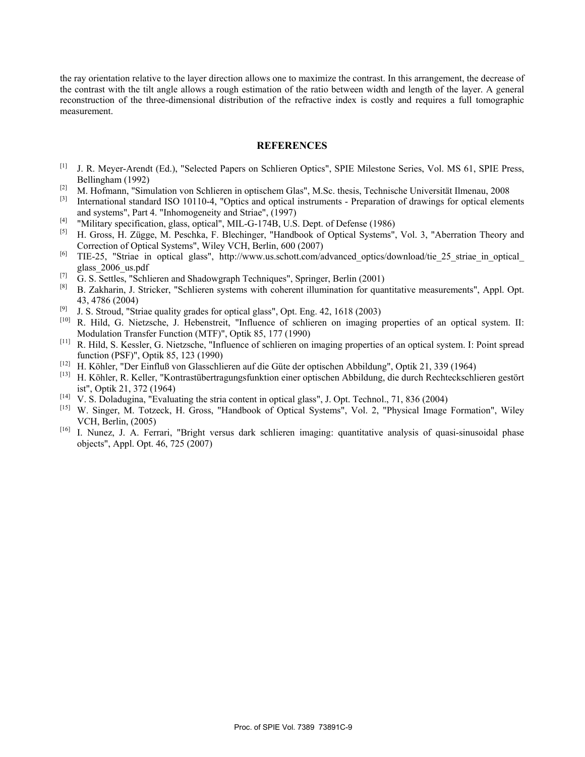the ray orientation relative to the layer direction allows one to maximize the contrast. In this arrangement, the decrease of the contrast with the tilt angle allows a rough estimation of the ratio between width and length of the layer. A general reconstruction of the three-dimensional distribution of the refractive index is costly and requires a full tomographic measurement.

## REFERENCES

[1] J. R. Meyer-Arendt (Ed.), "Selected Papers on Schlieren Optics", SPIE Milestone Series, Vol. MS 61, SPIE Press, Bellingham (1992)

[2] M. Hofmann, "Simulation von Schlieren in optischem Glas", M.Sc. thesis, Technische Universität Ilmenau, 2008

[3] International standard ISO 10110-4, "Optics and optical instruments - Preparation of drawings for optical elements and systems", Part 4. "Inhomogeneity and Striae", (1997)

[4] "Military specification, glass, optical", MIL-G-174B, U.S. Dept. of Defense (1986)

[5] H. Gross, H. Zügge, M. Peschka, F. Blechinger, "Handbook of Optical Systems", Vol. 3, "Aberration Theory and Correction of Optical Systems", Wiley VCH, Berlin, 600 (2007)

[6] TIE-25, "Striae in optical glass", http://www.us.schott.com/advanced_optics/download/tie_25_striae_in_optical_glass_2006_us.pdf

[7] G. S. Settles, "Schlieren and Shadowgraph Techniques", Springer, Berlin (2001)

[8] B. Zakharin, J. Stricker, "Schlieren systems with coherent illumination for quantitative measurements", Appl. Opt. 43, 4786 (2004)

[9] J. S. Stroud, "Striae quality grades for optical glass", Opt. Eng. 42, 1618 (2003)

[10] R. Hild, G. Nietzsche, J. Hebenstreit, "Influence of schlieren on imaging properties of an optical system. II: Modulation Transfer Function (MTF)", Optik 85, 177 (1990)

[11] R. Hild, S. Kessler, G. Nietzsche, "Influence of schlieren on imaging properties of an optical system. I: Point spread function (PSF)", Optik 85, 123 (1990)

[12] H. Köhler, "Der Einfluß von Glasschlieren auf die Güte der optischen Abbildung", Optik 21, 339 (1964)

[13] H. Köhler, R. Keller, "Kontrastübertragungsfunktion einer optischen Abbildung, die durch Rechteckschlieren gestört ist", Optik 21, 372 (1964)

[14] V. S. Doladugina, "Evaluating the stria content in optical glass", J. Opt. Technol., 71, 836 (2004)

[15] W. Singer, M. Totzeck, H. Gross, "Handbook of Optical Systems", Vol. 2, "Physical Image Formation", Wiley VCH, Berlin, (2005)

[16] I. Nunez, J. A. Ferrari, "Bright versus dark schlieren imaging: quantitative analysis of quasi-sinusoidal phase objects", Appl. Opt. 46, 725 (2007)